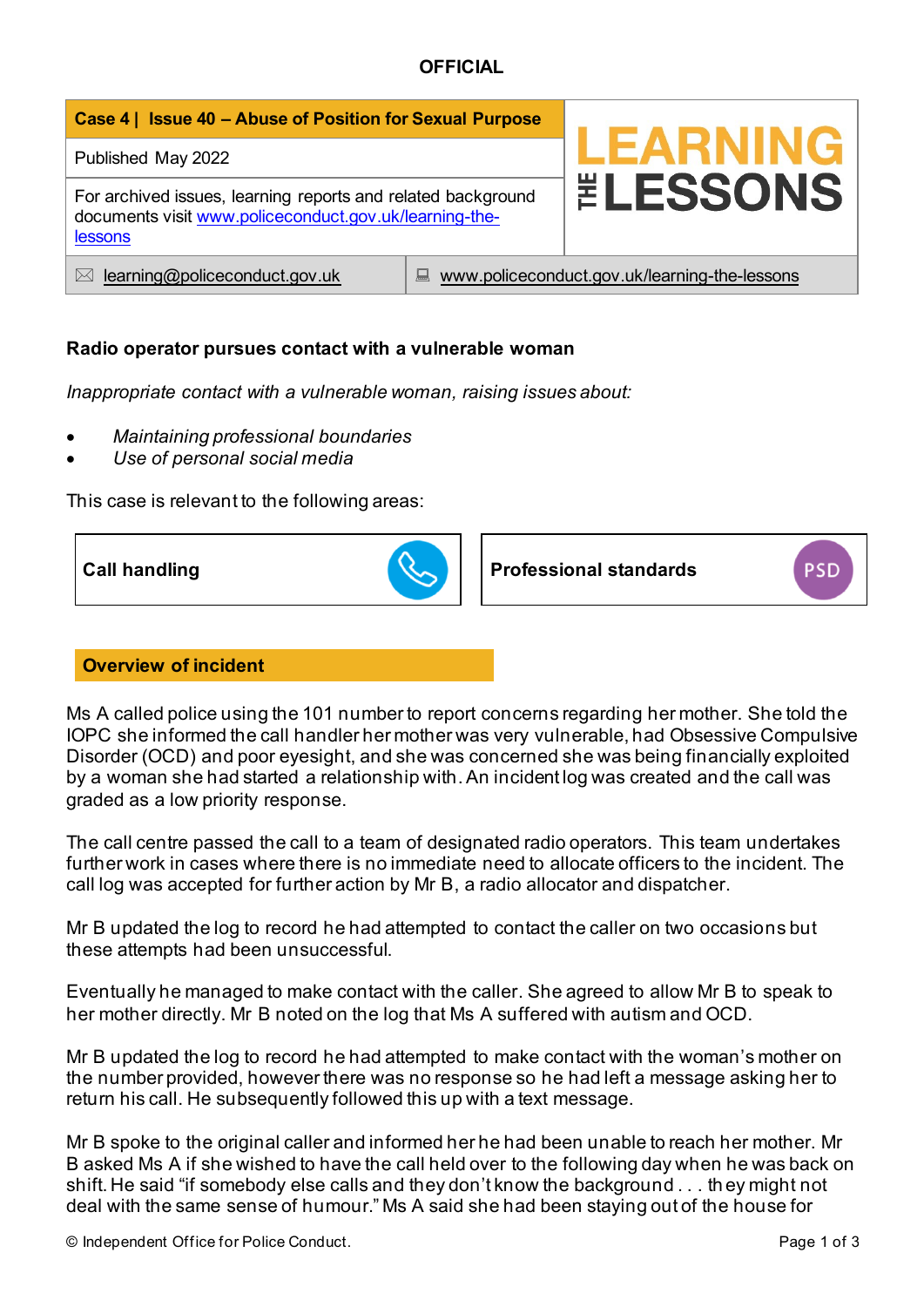**OFFICIAL**

| Case 4 \| Issue 40 – Abuse of Position for Sexual Purpose | LEARNING THE LESSONS |
|---|---|
| Published May 2022 | |
| For archived issues, learning reports and related background documents visit [www.policeconduct.gov.uk/learning-the-lessons](http://www.policeconduct.gov.uk/learning-the-lessons) | |
| learning@policeconduct.gov.uk | www.policeconduct.gov.uk/learning-the-lessons |

## Radio operator pursues contact with a vulnerable woman

*Inappropriate contact with a vulnerable woman, raising issues about:*

- *Maintaining professional boundaries*
- *Use of personal social media*

This case is relevant to the following areas:

| Call handling | Professional standards |
|---|---|

### Overview of incident

Ms A called police using the 101 number to report concerns regarding her mother. She told the IOPC she informed the call handler her mother was very vulnerable, had Obsessive Compulsive Disorder (OCD) and poor eyesight, and she was concerned she was being financially exploited by a woman she had started a relationship with. An incident log was created and the call was graded as a low priority response.

The call centre passed the call to a team of designated radio operators. This team undertakes further work in cases where there is no immediate need to allocate officers to the incident. The call log was accepted for further action by Mr B, a radio allocator and dispatcher.

Mr B updated the log to record he had attempted to contact the caller on two occasions but these attempts had been unsuccessful.

Eventually he managed to make contact with the caller. She agreed to allow Mr B to speak to her mother directly. Mr B noted on the log that Ms A suffered with autism and OCD.

Mr B updated the log to record he had attempted to make contact with the woman's mother on the number provided, however there was no response so he had left a message asking her to return his call. He subsequently followed this up with a text message.

Mr B spoke to the original caller and informed her he had been unable to reach her mother. Mr B asked Ms A if she wished to have the call held over to the following day when he was back on shift. He said "if somebody else calls and they don't know the background . . . they might not deal with the same sense of humour." Ms A said she had been staying out of the house for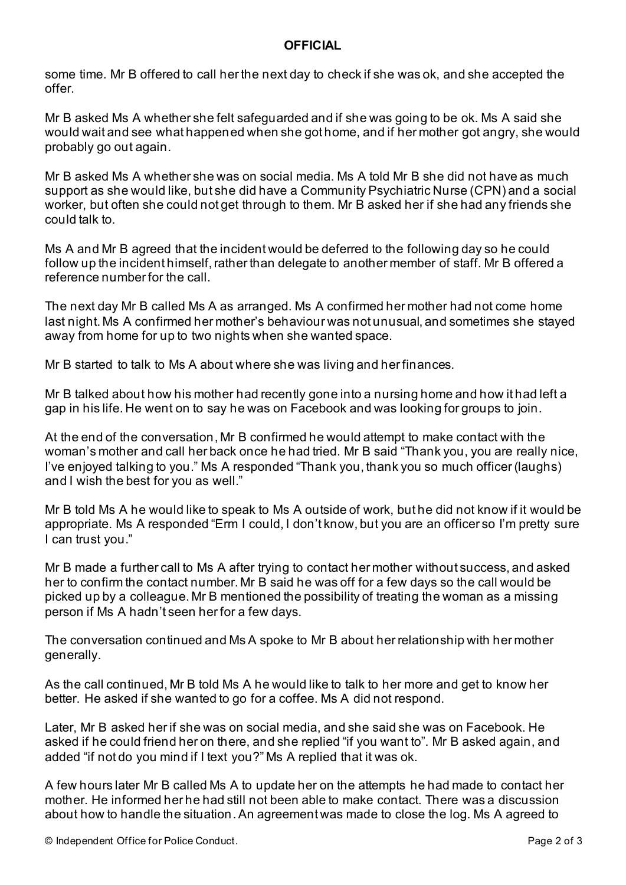some time. Mr B offered to call her the next day to check if she was ok, and she accepted the offer.

Mr B asked Ms A whether she felt safeguarded and if she was going to be ok. Ms A said she would wait and see what happened when she got home, and if her mother got angry, she would probably go out again.

Mr B asked Ms A whether she was on social media. Ms A told Mr B she did not have as much support as she would like, but she did have a Community Psychiatric Nurse (CPN) and a social worker, but often she could not get through to them. Mr B asked her if she had any friends she could talk to.

Ms A and Mr B agreed that the incident would be deferred to the following day so he could follow up the incident himself, rather than delegate to another member of staff. Mr B offered a reference number for the call.

The next day Mr B called Ms A as arranged. Ms A confirmed her mother had not come home last night. Ms A confirmed her mother's behaviour was not unusual, and sometimes she stayed away from home for up to two nights when she wanted space.

Mr B started to talk to Ms A about where she was living and her finances.

Mr B talked about how his mother had recently gone into a nursing home and how it had left a gap in his life. He went on to say he was on Facebook and was looking for groups to join.

At the end of the conversation, Mr B confirmed he would attempt to make contact with the woman's mother and call her back once he had tried. Mr B said "Thank you, you are really nice, I've enjoyed talking to you." Ms A responded "Thank you, thank you so much officer (laughs) and I wish the best for you as well."

Mr B told Ms A he would like to speak to Ms A outside of work, but he did not know if it would be appropriate. Ms A responded "Erm I could, I don't know, but you are an officer so I'm pretty sure I can trust you."

Mr B made a further call to Ms A after trying to contact her mother without success, and asked her to confirm the contact number. Mr B said he was off for a few days so the call would be picked up by a colleague. Mr B mentioned the possibility of treating the woman as a missing person if Ms A hadn't seen her for a few days.

The conversation continued and Ms A spoke to Mr B about her relationship with her mother generally.

As the call continued, Mr B told Ms A he would like to talk to her more and get to know her better. He asked if she wanted to go for a coffee. Ms A did not respond.

Later, Mr B asked her if she was on social media, and she said she was on Facebook. He asked if he could friend her on there, and she replied "if you want to". Mr B asked again, and added "if not do you mind if I text you?" Ms A replied that it was ok.

A few hours later Mr B called Ms A to update her on the attempts he had made to contact her mother. He informed her he had still not been able to make contact. There was a discussion about how to handle the situation. An agreement was made to close the log. Ms A agreed to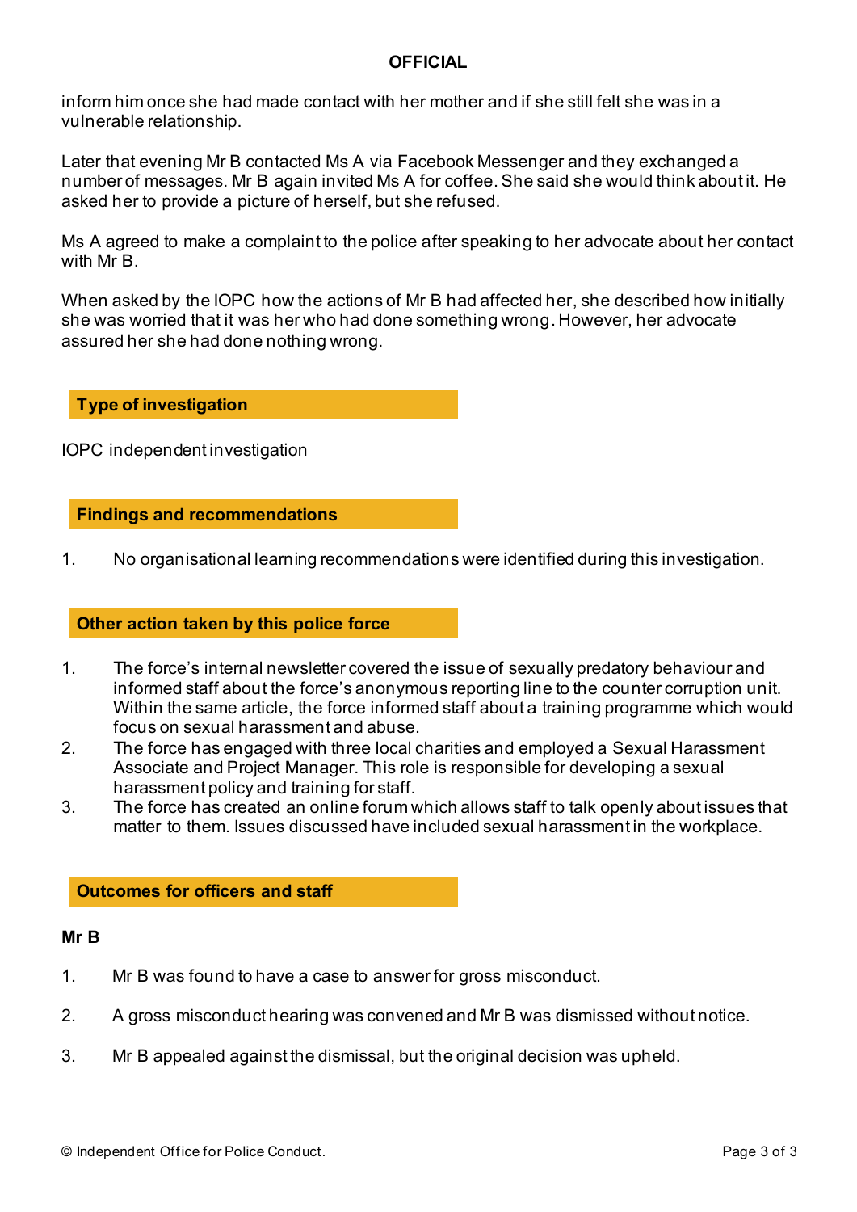inform him once she had made contact with her mother and if she still felt she was in a vulnerable relationship.

Later that evening Mr B contacted Ms A via Facebook Messenger and they exchanged a number of messages. Mr B again invited Ms A for coffee. She said she would think about it. He asked her to provide a picture of herself, but she refused.

Ms A agreed to make a complaint to the police after speaking to her advocate about her contact with Mr B.

When asked by the IOPC how the actions of Mr B had affected her, she described how initially she was worried that it was her who had done something wrong. However, her advocate assured her she had done nothing wrong.

## Type of investigation

IOPC independent investigation

## Findings and recommendations

1. No organisational learning recommendations were identified during this investigation.

## Other action taken by this police force

1. The force's internal newsletter covered the issue of sexually predatory behaviour and informed staff about the force's anonymous reporting line to the counter corruption unit. Within the same article, the force informed staff about a training programme which would focus on sexual harassment and abuse.
2. The force has engaged with three local charities and employed a Sexual Harassment Associate and Project Manager. This role is responsible for developing a sexual harassment policy and training for staff.
3. The force has created an online forum which allows staff to talk openly about issues that matter to them. Issues discussed have included sexual harassment in the workplace.

## Outcomes for officers and staff

**Mr B**

1. Mr B was found to have a case to answer for gross misconduct.
2. A gross misconduct hearing was convened and Mr B was dismissed without notice.
3. Mr B appealed against the dismissal, but the original decision was upheld.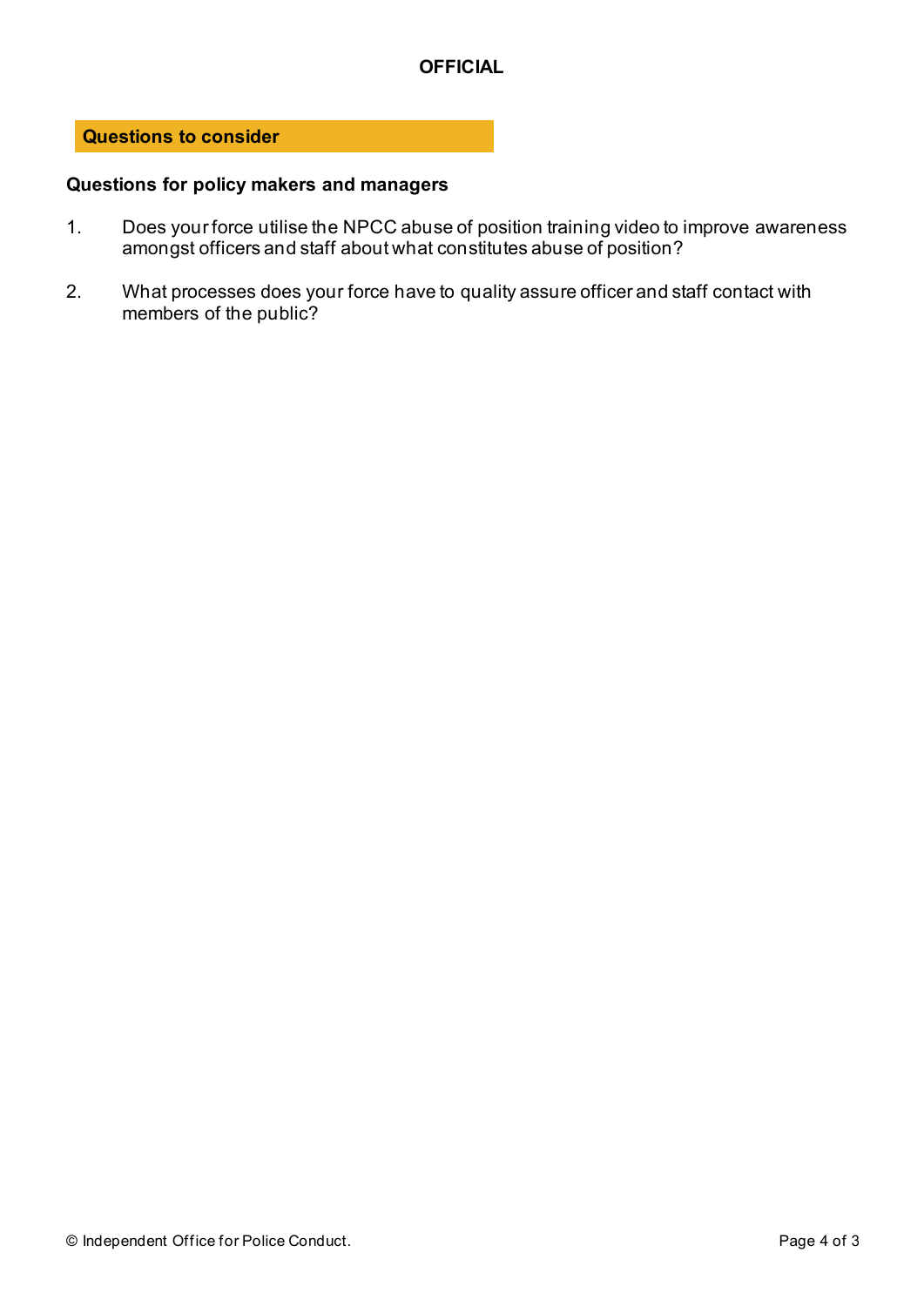## Questions to consider

### Questions for policy makers and managers

1. Does your force utilise the NPCC abuse of position training video to improve awareness amongst officers and staff about what constitutes abuse of position?

2. What processes does your force have to quality assure officer and staff contact with members of the public?